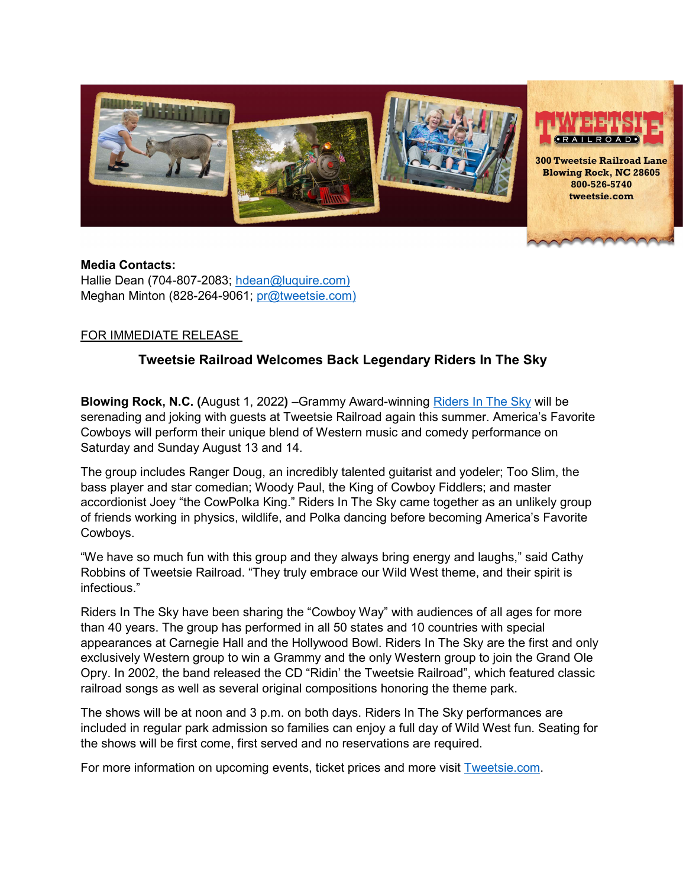TWEETSIE RAILROAD

300 Tweetsie Railroad Lane
Blowing Rock, NC 28605
800-526-5740
tweetsie.com

**Media Contacts:**
Hallie Dean (704-807-2083; hdean@luquire.com)
Meghan Minton (828-264-9061; pr@tweetsie.com)

FOR IMMEDIATE RELEASE

## Tweetsie Railroad Welcomes Back Legendary Riders In The Sky

**Blowing Rock, N.C. (**August 1, 2022**)** –Grammy Award-winning Riders In The Sky will be serenading and joking with guests at Tweetsie Railroad again this summer. America's Favorite Cowboys will perform their unique blend of Western music and comedy performance on Saturday and Sunday August 13 and 14.

The group includes Ranger Doug, an incredibly talented guitarist and yodeler; Too Slim, the bass player and star comedian; Woody Paul, the King of Cowboy Fiddlers; and master accordionist Joey "the CowPolka King." Riders In The Sky came together as an unlikely group of friends working in physics, wildlife, and Polka dancing before becoming America's Favorite Cowboys.

"We have so much fun with this group and they always bring energy and laughs," said Cathy Robbins of Tweetsie Railroad. "They truly embrace our Wild West theme, and their spirit is infectious."

Riders In The Sky have been sharing the "Cowboy Way" with audiences of all ages for more than 40 years. The group has performed in all 50 states and 10 countries with special appearances at Carnegie Hall and the Hollywood Bowl. Riders In The Sky are the first and only exclusively Western group to win a Grammy and the only Western group to join the Grand Ole Opry. In 2002, the band released the CD "Ridin' the Tweetsie Railroad", which featured classic railroad songs as well as several original compositions honoring the theme park.

The shows will be at noon and 3 p.m. on both days. Riders In The Sky performances are included in regular park admission so families can enjoy a full day of Wild West fun. Seating for the shows will be first come, first served and no reservations are required.

For more information on upcoming events, ticket prices and more visit Tweetsie.com.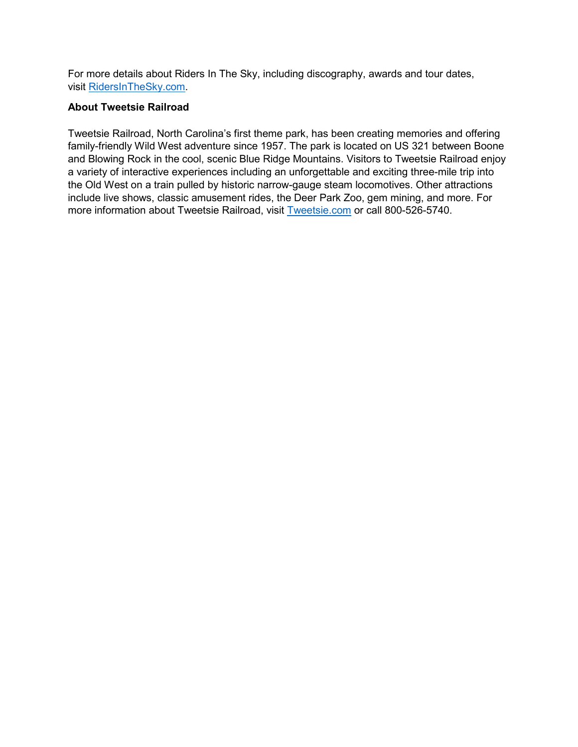For more details about Riders In The Sky, including discography, awards and tour dates, visit [RidersInTheSky.com](RidersInTheSky.com).

**About Tweetsie Railroad**

Tweetsie Railroad, North Carolina's first theme park, has been creating memories and offering family-friendly Wild West adventure since 1957. The park is located on US 321 between Boone and Blowing Rock in the cool, scenic Blue Ridge Mountains. Visitors to Tweetsie Railroad enjoy a variety of interactive experiences including an unforgettable and exciting three-mile trip into the Old West on a train pulled by historic narrow-gauge steam locomotives. Other attractions include live shows, classic amusement rides, the Deer Park Zoo, gem mining, and more. For more information about Tweetsie Railroad, visit [Tweetsie.com](Tweetsie.com) or call 800-526-5740.